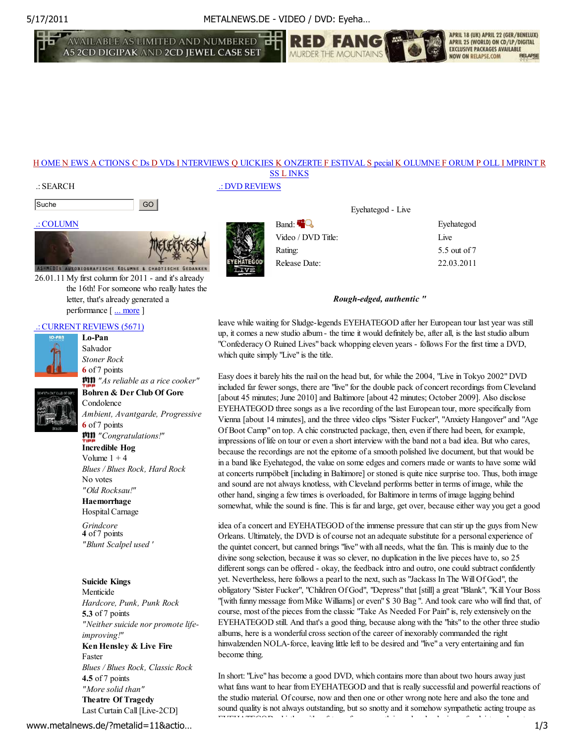AVAILABLE AS LIMITED AND NUMBERED A5 2CD DIGIPAK AND 2CD JEWEL CASE SET | RED FANG MURDER THE MOUNTAINS | APRIL 18 (UK) APRIL 22 (GER/BENELUX) APRIL 25 (WORLD) ON CD/LP/DIGITAL EXCLUSIVE PACKAGES AVAILABLE NOW ON RELAPSE.COM

H OME N EWS A CTIONS C Ds D VDs I NTERVIEWS Q UICKIES K ONZERTE F ESTIVAL S pecial K OLUMNE F ORUM P OLL I MPRINT R SS L INKS

.: SEARCH

Suche GO

.: COLUMN

26.01.11 My first column for 2011 - and it's already the 16th! For someone who really hates the letter, that's already generated a performance [ ... more ]

.: CURRENT REVIEWS (5671)

**Lo-Pan**
Salvador
*Stoner Rock*
**6** of 7 points
*"As reliable as a rice cooker"*

**Bohren & Der Club Of Gore**
Condolence
*Ambient, Avantgarde, Progressive*
**6** of 7 points
*"Congratulations!"*

**Incredible Hog**
Volume 1 + 4
*Blues / Blues Rock, Hard Rock*
No votes
*"Old Rocksau!"*

**Haemorrhage**
Hospital Carnage
*Grindcore*
**4** of 7 points
*"Blunt Scalpel used '*

**Suicide Kings**
Menticide
*Hardcore, Punk, Punk Rock*
**5.3** of 7 points
*"Neither suicide nor promote life-improving!"*

**Ken Hensley & Live Fire**
Faster
*Blues / Blues Rock, Classic Rock*
**4.5** of 7 points
*"More solid than"*

**Theatre Of Tragedy**
Last Curtain Call [Live-2CD]

.: DVD REVIEWS

Eyehategod - Live

| | |
|---|---|
| Band: | Eyehategod |
| Video / DVD Title: | Live |
| Rating: | 5.5 out of 7 |
| Release Date: | 22.03.2011 |

***Rough-edged, authentic "***

leave while waiting for Sludge-legends EYEHATEGOD after her European tour last year was still up, it comes a new studio album - the time it would definitely be, after all, is the last studio album "Confederacy O Ruined Lives" back whopping eleven years - follows For the first time a DVD, which quite simply "Live" is the title.

Easy does it barely hits the nail on the head but, for while the 2004, "Live in Tokyo 2002" DVD included far fewer songs, there are "live" for the double pack of concert recordings from Cleveland [about 45 minutes; June 2010] and Baltimore [about 42 minutes; October 2009]. Also disclose EYEHATEGOD three songs as a live recording of the last European tour, more specifically from Vienna [about 14 minutes], and the three video clips "Sister Fucker", "Anxiety Hangover" and "Age Of Boot Camp" on top. A chic constructed package, then, even if there had been, for example, impressions of life on tour or even a short interview with the band not a bad idea. But who cares, because the recordings are not the epitome of a smooth polished live document, but that would be in a band like Eyehategod, the value on some edges and corners made or wants to have some wild at concerts rumpöbelt [including in Baltimore] or stoned is quite nice surprise too. Thus, both image and sound are not always knotless, with Cleveland performs better in terms of image, while the other hand, singing a few times is overloaded, for Baltimore in terms of image lagging behind somewhat, while the sound is fine. This is far and large, get over, because either way you get a good

idea of a concert and EYEHATEGOD of the immense pressure that can stir up the guys from New Orleans. Ultimately, the DVD is of course not an adequate substitute for a personal experience of the quintet concert, but canned brings "live" with all needs, what the fan. This is mainly due to the divine song selection, because it was so clever, no duplication in the live pieces have to, so 25 different songs can be offered - okay, the feedback intro and outro, one could subtract confidently yet. Nevertheless, here follows a pearl to the next, such as "Jackass In The Will Of God", the obligatory "Sister Fucker", "Children Of God", "Depress" that [still] a great "Blank", "Kill Your Boss "[with funny message from Mike Williams] or even" $ 30 Bag ". And took care who will find that, of course, most of the pieces from the classic "Take As Needed For Pain" is, rely extensively on the EYEHATEGOD still. And that's a good thing, because along with the "hits" to the other three studio albums, here is a wonderful cross section of the career of inexorably commanded the right hinwalzenden NOLA-force, leaving little left to be desired and "live" a very entertaining and fun become thing.

In short: "Live" has become a good DVD, which contains more than about two hours away just what fans want to hear from EYEHATEGOD and that is really successful and powerful reactions of the studio material. Of course, now and then one or other wrong note here and also the tone and sound quality is not always outstanding, but so snotty and it somehow sympathetic acting troupe as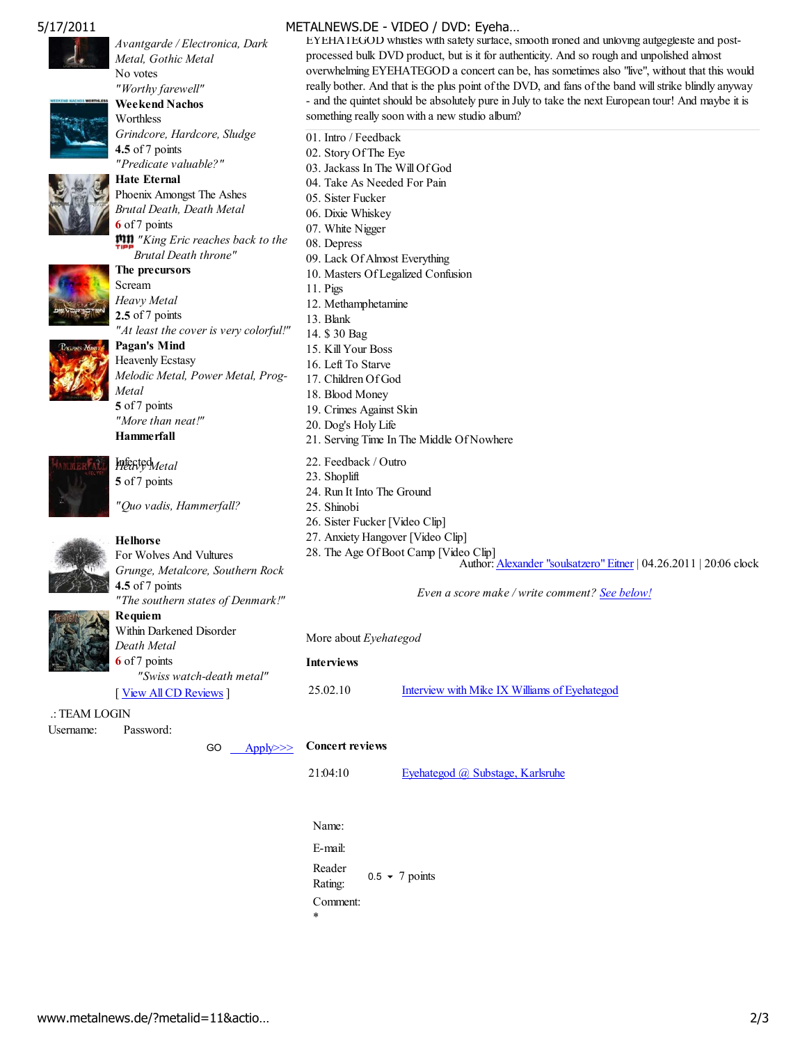*Avantgarde / Electronica, Dark Metal, Gothic Metal*
No votes
*"Worthy farewell"*

**Weekend Nachos**
Worthless
*Grindcore, Hardcore, Sludge*
**4.5** of 7 points
*"Predicate valuable?"*

**Hate Eternal**
Phoenix Amongst The Ashes
*Brutal Death, Death Metal*
**6** of 7 points
*"King Eric reaches back to the Brutal Death throne"*

**The precursors**
Scream
*Heavy Metal*
**2.5** of 7 points
*"At least the cover is very colorful!"*

**Pagan's Mind**
Heavenly Ecstasy
*Melodic Metal, Power Metal, Prog-Metal*
**5** of 7 points
*"More than neat!"*

**Hammerfall**
Infected
*Heavy Metal*
**5** of 7 points
*"Quo vadis, Hammerfall?*

**Helhorse**
For Wolves And Vultures
*Grunge, Metalcore, Southern Rock*
**4.5** of 7 points
*"The southern states of Denmark!"*

**Requiem**
Within Darkened Disorder
*Death Metal*
**6** of 7 points
*"Swiss watch-death metal"*

[ View All CD Reviews ]

.: TEAM LOGIN
Username: Password:
GO Apply>>>

EYEHATEGOD whistles with safety surface, smooth ironed and unloving aufgegleiste and post-processed bulk DVD product, but is it for authenticity. And so rough and unpolished almost overwhelming EYEHATEGOD a concert can be, has sometimes also "live", without that this would really bother. And that is the plus point of the DVD, and fans of the band will strike blindly anyway - and the quintet should be absolutely pure in July to take the next European tour! And maybe it is something really soon with a new studio album?

01. Intro / Feedback
02. Story Of The Eye
03. Jackass In The Will Of God
04. Take As Needed For Pain
05. Sister Fucker
06. Dixie Whiskey
07. White Nigger
08. Depress
09. Lack Of Almost Everything
10. Masters Of Legalized Confusion
11. Pigs
12. Methamphetamine
13. Blank
14. $ 30 Bag
15. Kill Your Boss
16. Left To Starve
17. Children Of God
18. Blood Money
19. Crimes Against Skin
20. Dog's Holy Life
21. Serving Time In The Middle Of Nowhere

22. Feedback / Outro
23. Shoplift
24. Run It Into The Ground
25. Shinobi
26. Sister Fucker [Video Clip]
27. Anxiety Hangover [Video Clip]
28. The Age Of Boot Camp [Video Clip]

Author: Alexander "soulsatzero" Eitner | 04.26.2011 | 20:06 clock

*Even a score make / write comment? See below!*

More about *Eyehategod*

**Interviews**

| | |
|---|---|
| 25.02.10 | Interview with Mike IX Williams of Eyehategod |

**Concert reviews**

| | |
|---|---|
| 21:04:10 | Eyehategod @ Substage, Karlsruhe |

Name:
E-mail:
Reader Rating: 0.5 7 points
Comment:
*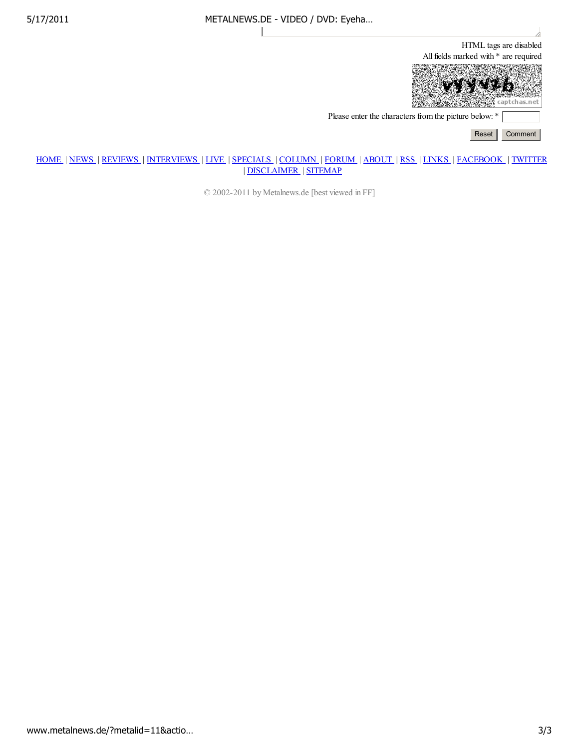HTML tags are disabled

All fields marked with * are required

Please enter the characters from the picture below: *

Reset Comment

HOME | NEWS | REVIEWS | INTERVIEWS | LIVE | SPECIALS | COLUMN | FORUM | ABOUT | RSS | LINKS | FACEBOOK | TWITTER | DISCLAIMER | SITEMAP

© 2002-2011 by Metalnews.de [best viewed in FF]